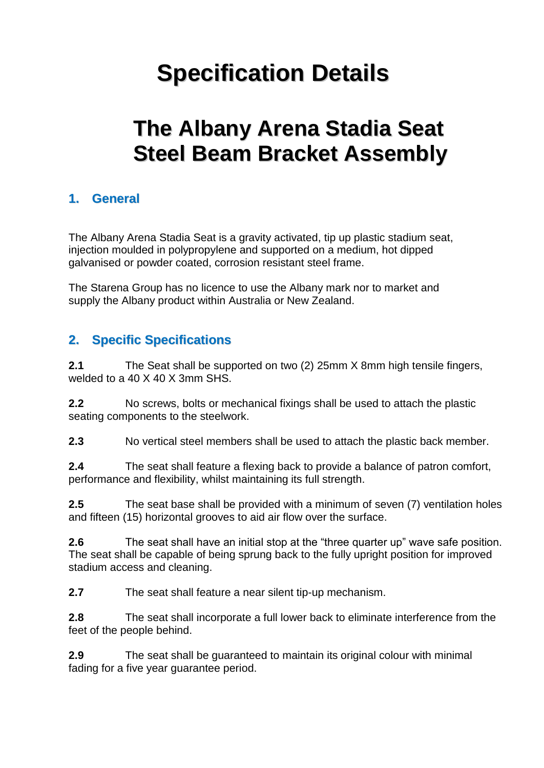# Specification Details

# The Albany Arena Stadia Seat Steel Beam Bracket Assembly

## 1. General

The Albany Arena Stadia Seat is a gravity activated, tip up plastic stadium seat, injection moulded in polypropylene and supported on a medium, hot dipped galvanised or powder coated, corrosion resistant steel frame.

The Starena Group has no licence to use the Albany mark nor to market and supply the Albany product within Australia or New Zealand.

## 2. Specific Specifications

**2.1** The Seat shall be supported on two (2) 25mm X 8mm high tensile fingers, welded to a 40 X 40 X 3mm SHS.

**2.2** No screws, bolts or mechanical fixings shall be used to attach the plastic seating components to the steelwork.

**2.3** No vertical steel members shall be used to attach the plastic back member.

**2.4** The seat shall feature a flexing back to provide a balance of patron comfort, performance and flexibility, whilst maintaining its full strength.

**2.5** The seat base shall be provided with a minimum of seven (7) ventilation holes and fifteen (15) horizontal grooves to aid air flow over the surface.

**2.6** The seat shall have an initial stop at the "three quarter up" wave safe position. The seat shall be capable of being sprung back to the fully upright position for improved stadium access and cleaning.

**2.7** The seat shall feature a near silent tip-up mechanism.

**2.8** The seat shall incorporate a full lower back to eliminate interference from the feet of the people behind.

**2.9** The seat shall be guaranteed to maintain its original colour with minimal fading for a five year guarantee period.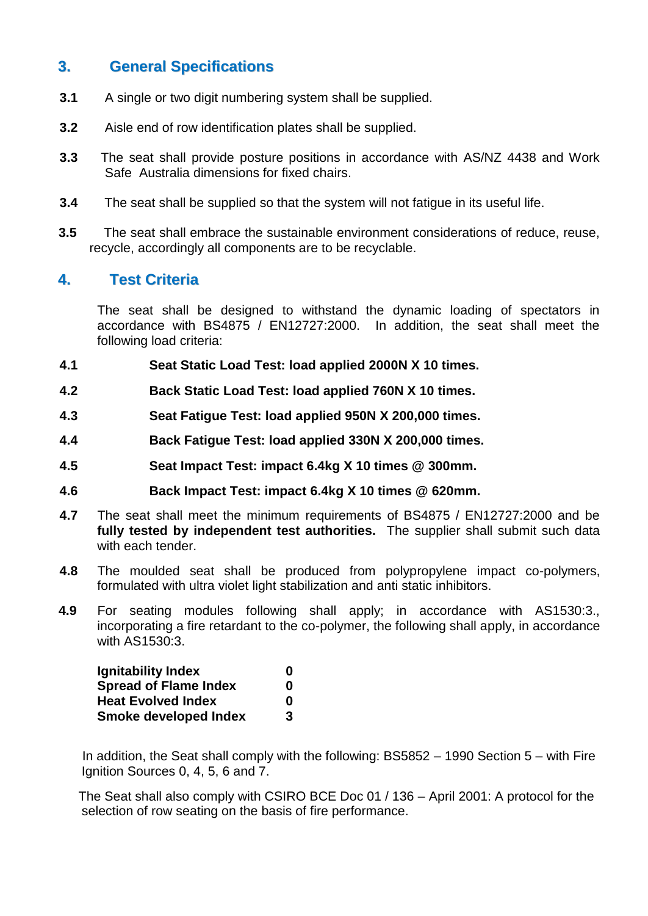## 3. General Specifications

**3.1** A single or two digit numbering system shall be supplied.

**3.2** Aisle end of row identification plates shall be supplied.

**3.3** The seat shall provide posture positions in accordance with AS/NZ 4438 and Work Safe Australia dimensions for fixed chairs.

**3.4** The seat shall be supplied so that the system will not fatigue in its useful life.

**3.5** The seat shall embrace the sustainable environment considerations of reduce, reuse, recycle, accordingly all components are to be recyclable.

## 4. Test Criteria

The seat shall be designed to withstand the dynamic loading of spectators in accordance with BS4875 / EN12727:2000. In addition, the seat shall meet the following load criteria:

**4.1** **Seat Static Load Test: load applied 2000N X 10 times.**

**4.2** **Back Static Load Test: load applied 760N X 10 times.**

**4.3** **Seat Fatigue Test: load applied 950N X 200,000 times.**

**4.4** **Back Fatigue Test: load applied 330N X 200,000 times.**

**4.5** **Seat Impact Test: impact 6.4kg X 10 times @ 300mm.**

**4.6** **Back Impact Test: impact 6.4kg X 10 times @ 620mm.**

**4.7** The seat shall meet the minimum requirements of BS4875 / EN12727:2000 and be **fully tested by independent test authorities.** The supplier shall submit such data with each tender.

**4.8** The moulded seat shall be produced from polypropylene impact co-polymers, formulated with ultra violet light stabilization and anti static inhibitors.

**4.9** For seating modules following shall apply; in accordance with AS1530:3., incorporating a fire retardant to the co-polymer, the following shall apply, in accordance with AS1530:3.

| | |
|---|---|
| **Ignitability Index** | **0** |
| **Spread of Flame Index** | **0** |
| **Heat Evolved Index** | **0** |
| **Smoke developed Index** | **3** |

In addition, the Seat shall comply with the following: BS5852 – 1990 Section 5 – with Fire Ignition Sources 0, 4, 5, 6 and 7.

The Seat shall also comply with CSIRO BCE Doc 01 / 136 – April 2001: A protocol for the selection of row seating on the basis of fire performance.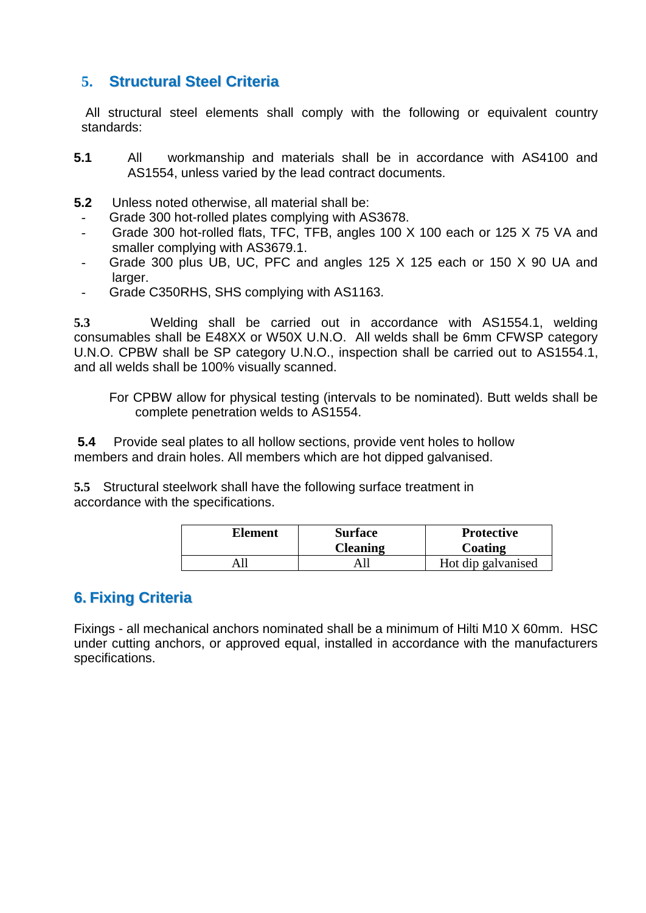## 5. Structural Steel Criteria

All structural steel elements shall comply with the following or equivalent country standards:

**5.1** All workmanship and materials shall be in accordance with AS4100 and AS1554, unless varied by the lead contract documents.

**5.2** Unless noted otherwise, all material shall be:

- Grade 300 hot-rolled plates complying with AS3678.
- Grade 300 hot-rolled flats, TFC, TFB, angles 100 X 100 each or 125 X 75 VA and smaller complying with AS3679.1.
- Grade 300 plus UB, UC, PFC and angles 125 X 125 each or 150 X 90 UA and larger.
- Grade C350RHS, SHS complying with AS1163.

**5.3** Welding shall be carried out in accordance with AS1554.1, welding consumables shall be E48XX or W50X U.N.O. All welds shall be 6mm CFWSP category U.N.O. CPBW shall be SP category U.N.O., inspection shall be carried out to AS1554.1, and all welds shall be 100% visually scanned.

For CPBW allow for physical testing (intervals to be nominated). Butt welds shall be complete penetration welds to AS1554.

**5.4** Provide seal plates to all hollow sections, provide vent holes to hollow members and drain holes. All members which are hot dipped galvanised.

**5.5** Structural steelwork shall have the following surface treatment in accordance with the specifications.

| Element | Surface Cleaning | Protective Coating |
|---|---|---|
| All | All | Hot dip galvanised |

## 6. Fixing Criteria

Fixings - all mechanical anchors nominated shall be a minimum of Hilti M10 X 60mm. HSC under cutting anchors, or approved equal, installed in accordance with the manufacturers specifications.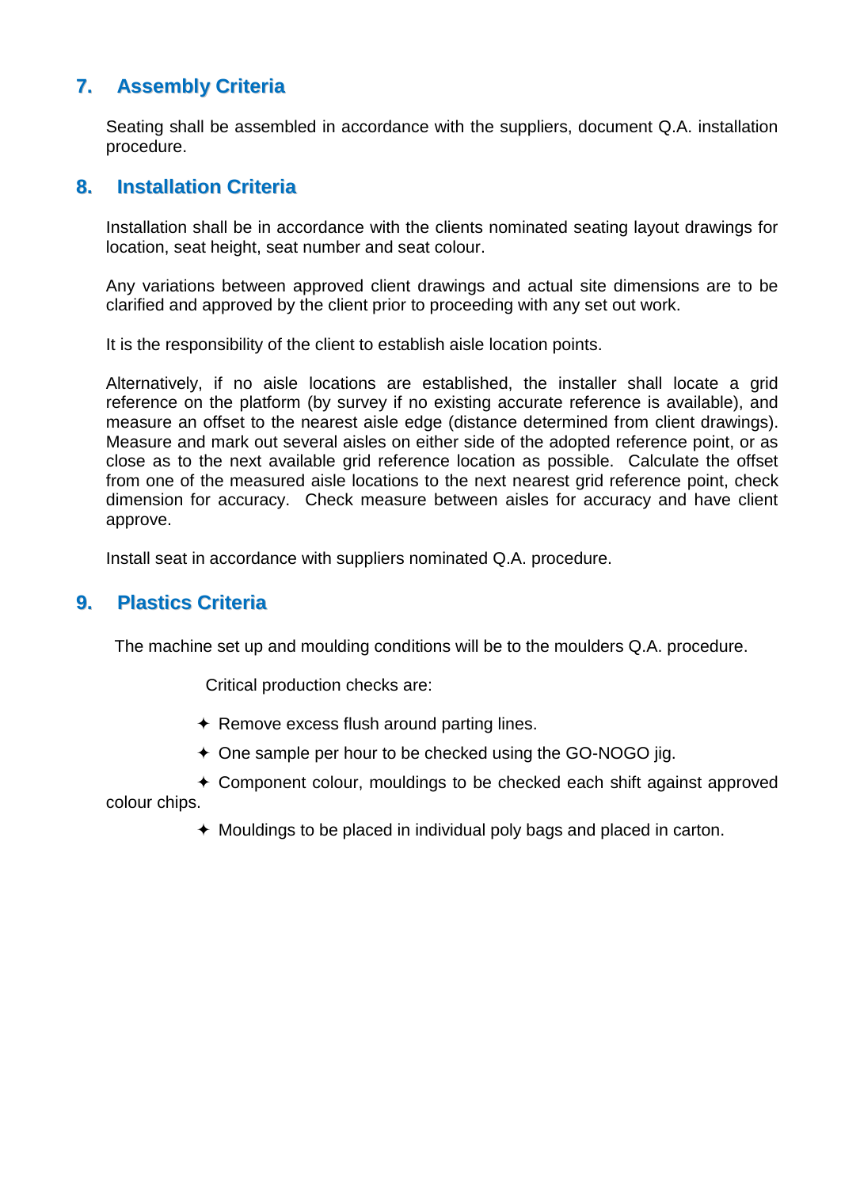## 7. Assembly Criteria

Seating shall be assembled in accordance with the suppliers, document Q.A. installation procedure.

## 8. Installation Criteria

Installation shall be in accordance with the clients nominated seating layout drawings for location, seat height, seat number and seat colour.

Any variations between approved client drawings and actual site dimensions are to be clarified and approved by the client prior to proceeding with any set out work.

It is the responsibility of the client to establish aisle location points.

Alternatively, if no aisle locations are established, the installer shall locate a grid reference on the platform (by survey if no existing accurate reference is available), and measure an offset to the nearest aisle edge (distance determined from client drawings). Measure and mark out several aisles on either side of the adopted reference point, or as close as to the next available grid reference location as possible. Calculate the offset from one of the measured aisle locations to the next nearest grid reference point, check dimension for accuracy. Check measure between aisles for accuracy and have client approve.

Install seat in accordance with suppliers nominated Q.A. procedure.

## 9. Plastics Criteria

The machine set up and moulding conditions will be to the moulders Q.A. procedure.

Critical production checks are:

- Remove excess flush around parting lines.
- One sample per hour to be checked using the GO-NOGO jig.
- Component colour, mouldings to be checked each shift against approved colour chips.
- Mouldings to be placed in individual poly bags and placed in carton.